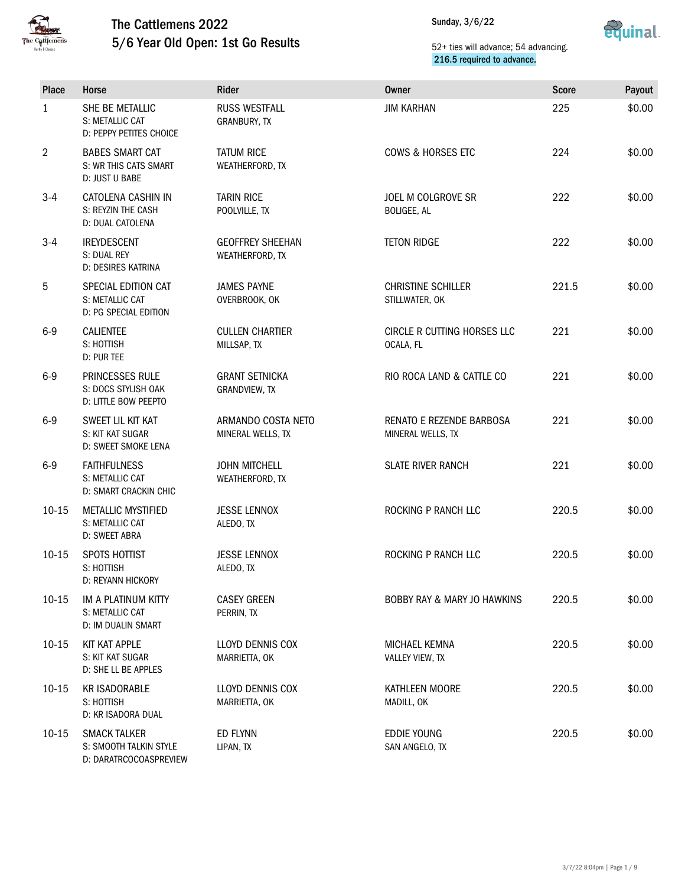# The Cattlemens 2022
## 5/6 Year Old Open: 1st Go Results

Sunday, 3/6/22

52+ ties will advance; 54 advancing.
216.5 required to advance.

| Place | Horse | Rider | Owner | Score | Payout |
|---|---|---|---|---|---|
| 1 | SHE BE METALLIC<br>S: METALLIC CAT<br>D: PEPPY PETITES CHOICE | RUSS WESTFALL<br>GRANBURY, TX | JIM KARHAN | 225 | $0.00 |
| 2 | BABES SMART CAT<br>S: WR THIS CATS SMART<br>D: JUST U BABE | TATUM RICE<br>WEATHERFORD, TX | COWS & HORSES ETC | 224 | $0.00 |
| 3-4 | CATOLENA CASHIN IN<br>S: REYZIN THE CASH<br>D: DUAL CATOLENA | TARIN RICE<br>POOLVILLE, TX | JOEL M COLGROVE SR<br>BOLIGEE, AL | 222 | $0.00 |
| 3-4 | IREYDESCENT<br>S: DUAL REY<br>D: DESIRES KATRINA | GEOFFREY SHEEHAN<br>WEATHERFORD, TX | TETON RIDGE | 222 | $0.00 |
| 5 | SPECIAL EDITION CAT<br>S: METALLIC CAT<br>D: PG SPECIAL EDITION | JAMES PAYNE<br>OVERBROOK, OK | CHRISTINE SCHILLER<br>STILLWATER, OK | 221.5 | $0.00 |
| 6-9 | CALIENTEE<br>S: HOTTISH<br>D: PUR TEE | CULLEN CHARTIER<br>MILLSAP, TX | CIRCLE R CUTTING HORSES LLC<br>OCALA, FL | 221 | $0.00 |
| 6-9 | PRINCESSES RULE<br>S: DOCS STYLISH OAK<br>D: LITTLE BOW PEEPTO | GRANT SETNICKA<br>GRANDVIEW, TX | RIO ROCA LAND & CATTLE CO | 221 | $0.00 |
| 6-9 | SWEET LIL KIT KAT<br>S: KIT KAT SUGAR<br>D: SWEET SMOKE LENA | ARMANDO COSTA NETO<br>MINERAL WELLS, TX | RENATO E REZENDE BARBOSA<br>MINERAL WELLS, TX | 221 | $0.00 |
| 6-9 | FAITHFULNESS<br>S: METALLIC CAT<br>D: SMART CRACKIN CHIC | JOHN MITCHELL<br>WEATHERFORD, TX | SLATE RIVER RANCH | 221 | $0.00 |
| 10-15 | METALLIC MYSTIFIED<br>S: METALLIC CAT<br>D: SWEET ABRA | JESSE LENNOX<br>ALEDO, TX | ROCKING P RANCH LLC | 220.5 | $0.00 |
| 10-15 | SPOTS HOTTIST<br>S: HOTTISH<br>D: REYANN HICKORY | JESSE LENNOX<br>ALEDO, TX | ROCKING P RANCH LLC | 220.5 | $0.00 |
| 10-15 | IM A PLATINUM KITTY<br>S: METALLIC CAT<br>D: IM DUALIN SMART | CASEY GREEN<br>PERRIN, TX | BOBBY RAY & MARY JO HAWKINS | 220.5 | $0.00 |
| 10-15 | KIT KAT APPLE<br>S: KIT KAT SUGAR<br>D: SHE LL BE APPLES | LLOYD DENNIS COX<br>MARRIETTA, OK | MICHAEL KEMNA<br>VALLEY VIEW, TX | 220.5 | $0.00 |
| 10-15 | KR ISADORABLE<br>S: HOTTISH<br>D: KR ISADORA DUAL | LLOYD DENNIS COX<br>MARRIETTA, OK | KATHLEEN MOORE<br>MADILL, OK | 220.5 | $0.00 |
| 10-15 | SMACK TALKER<br>S: SMOOTH TALKIN STYLE<br>D: DARATRCOCOASPREVIEW | ED FLYNN<br>LIPAN, TX | EDDIE YOUNG<br>SAN ANGELO, TX | 220.5 | $0.00 |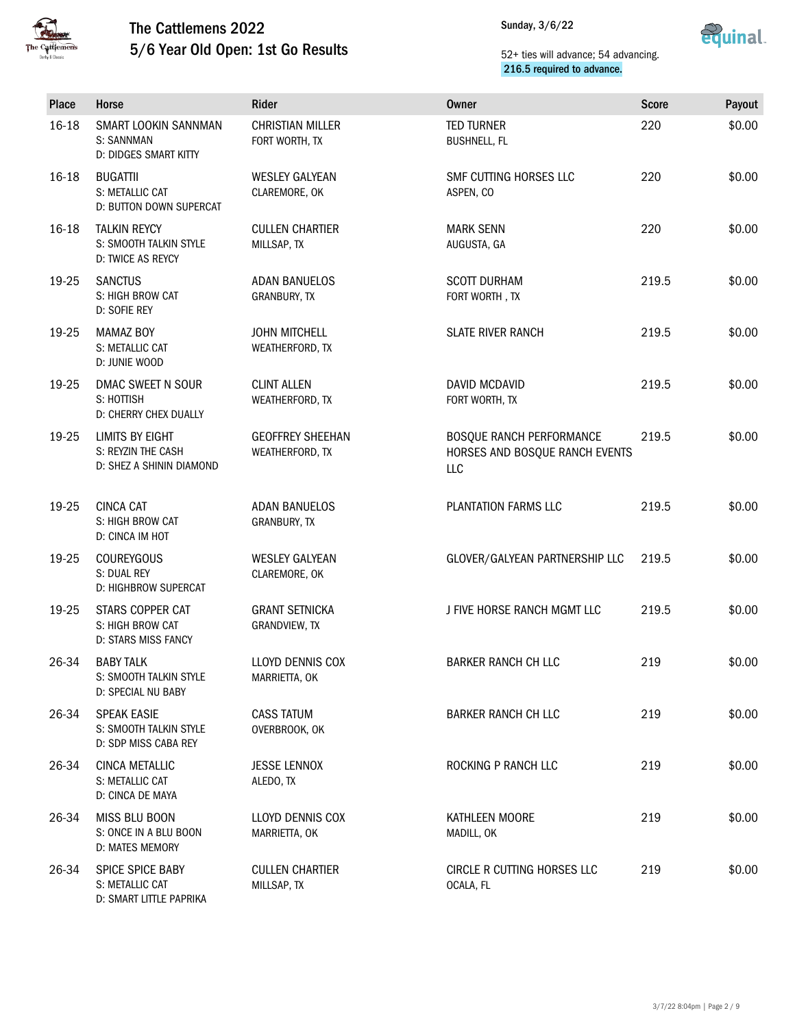# The Cattlemens 2022
## 5/6 Year Old Open: 1st Go Results

Sunday, 3/6/22

52+ ties will advance; 54 advancing.
216.5 required to advance.

| Place | Horse | Rider | Owner | Score | Payout |
|---|---|---|---|---|---|
| 16-18 | SMART LOOKIN SANNMAN<br>S: SANNMAN<br>D: DIDGES SMART KITTY | CHRISTIAN MILLER<br>FORT WORTH, TX | TED TURNER<br>BUSHNELL, FL | 220 | $0.00 |
| 16-18 | BUGATTII<br>S: METALLIC CAT<br>D: BUTTON DOWN SUPERCAT | WESLEY GALYEAN<br>CLAREMORE, OK | SMF CUTTING HORSES LLC<br>ASPEN, CO | 220 | $0.00 |
| 16-18 | TALKIN REYCY<br>S: SMOOTH TALKIN STYLE<br>D: TWICE AS REYCY | CULLEN CHARTIER<br>MILLSAP, TX | MARK SENN<br>AUGUSTA, GA | 220 | $0.00 |
| 19-25 | SANCTUS<br>S: HIGH BROW CAT<br>D: SOFIE REY | ADAN BANUELOS<br>GRANBURY, TX | SCOTT DURHAM<br>FORT WORTH , TX | 219.5 | $0.00 |
| 19-25 | MAMAZ BOY<br>S: METALLIC CAT<br>D: JUNIE WOOD | JOHN MITCHELL<br>WEATHERFORD, TX | SLATE RIVER RANCH | 219.5 | $0.00 |
| 19-25 | DMAC SWEET N SOUR<br>S: HOTTISH<br>D: CHERRY CHEX DUALLY | CLINT ALLEN<br>WEATHERFORD, TX | DAVID MCDAVID<br>FORT WORTH, TX | 219.5 | $0.00 |
| 19-25 | LIMITS BY EIGHT<br>S: REYZIN THE CASH<br>D: SHEZ A SHININ DIAMOND | GEOFFREY SHEEHAN<br>WEATHERFORD, TX | BOSQUE RANCH PERFORMANCE HORSES AND BOSQUE RANCH EVENTS LLC | 219.5 | $0.00 |
| 19-25 | CINCA CAT<br>S: HIGH BROW CAT<br>D: CINCA IM HOT | ADAN BANUELOS<br>GRANBURY, TX | PLANTATION FARMS LLC | 219.5 | $0.00 |
| 19-25 | COUREYGOUS<br>S: DUAL REY<br>D: HIGHBROW SUPERCAT | WESLEY GALYEAN<br>CLAREMORE, OK | GLOVER/GALYEAN PARTNERSHIP LLC | 219.5 | $0.00 |
| 19-25 | STARS COPPER CAT<br>S: HIGH BROW CAT<br>D: STARS MISS FANCY | GRANT SETNICKA<br>GRANDVIEW, TX | J FIVE HORSE RANCH MGMT LLC | 219.5 | $0.00 |
| 26-34 | BABY TALK<br>S: SMOOTH TALKIN STYLE<br>D: SPECIAL NU BABY | LLOYD DENNIS COX<br>MARRIETTA, OK | BARKER RANCH CH LLC | 219 | $0.00 |
| 26-34 | SPEAK EASIE<br>S: SMOOTH TALKIN STYLE<br>D: SDP MISS CABA REY | CASS TATUM<br>OVERBROOK, OK | BARKER RANCH CH LLC | 219 | $0.00 |
| 26-34 | CINCA METALLIC<br>S: METALLIC CAT<br>D: CINCA DE MAYA | JESSE LENNOX<br>ALEDO, TX | ROCKING P RANCH LLC | 219 | $0.00 |
| 26-34 | MISS BLU BOON<br>S: ONCE IN A BLU BOON<br>D: MATES MEMORY | LLOYD DENNIS COX<br>MARRIETTA, OK | KATHLEEN MOORE<br>MADILL, OK | 219 | $0.00 |
| 26-34 | SPICE SPICE BABY<br>S: METALLIC CAT<br>D: SMART LITTLE PAPRIKA | CULLEN CHARTIER<br>MILLSAP, TX | CIRCLE R CUTTING HORSES LLC<br>OCALA, FL | 219 | $0.00 |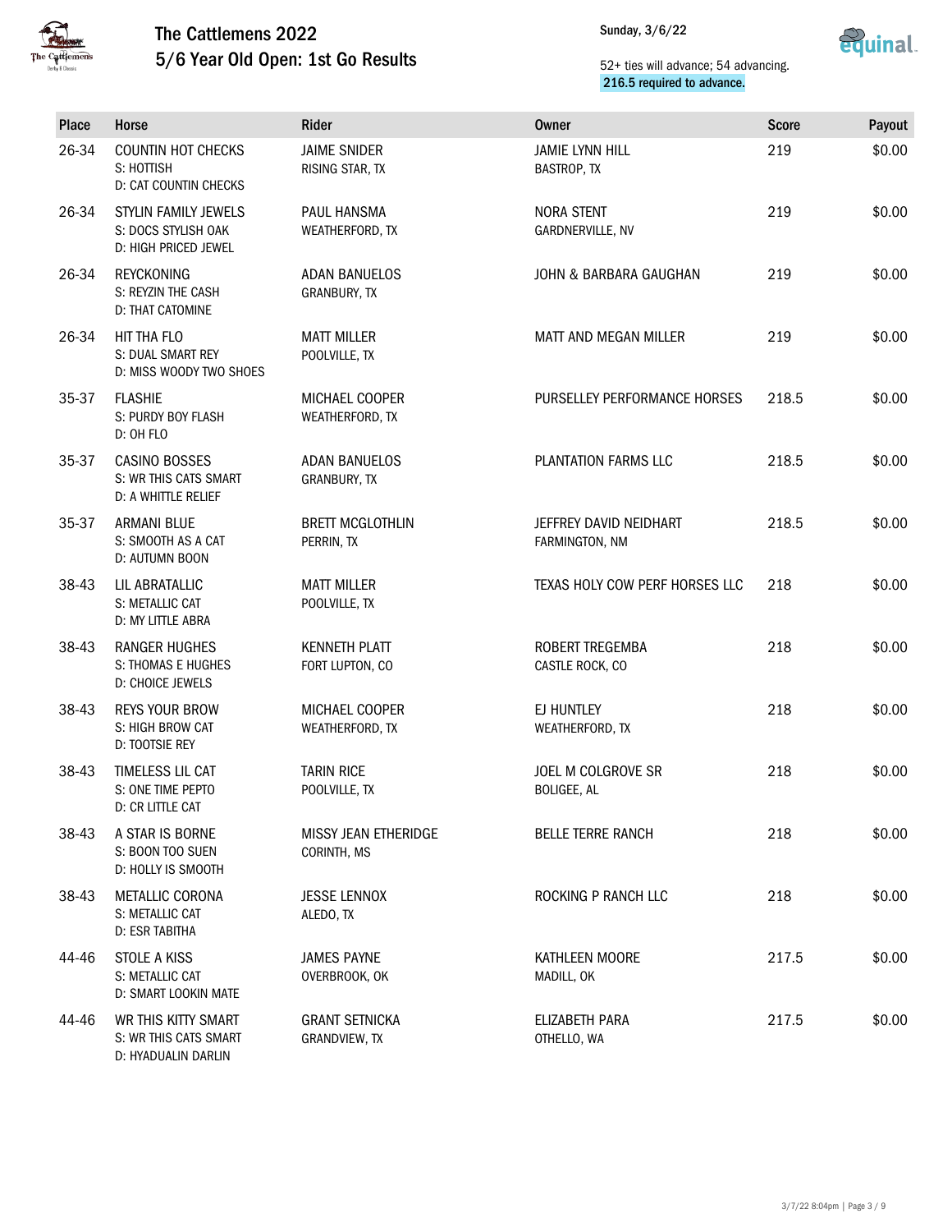# The Cattlemens 2022

## 5/6 Year Old Open: 1st Go Results

Sunday, 3/6/22

52+ ties will advance; 54 advancing.
216.5 required to advance.

| Place | Horse | Rider | Owner | Score | Payout |
|---|---|---|---|---|---|
| 26-34 | COUNTIN HOT CHECKS<br>S: HOTTISH<br>D: CAT COUNTIN CHECKS | JAIME SNIDER<br>RISING STAR, TX | JAMIE LYNN HILL<br>BASTROP, TX | 219 | $0.00 |
| 26-34 | STYLIN FAMILY JEWELS<br>S: DOCS STYLISH OAK<br>D: HIGH PRICED JEWEL | PAUL HANSMA<br>WEATHERFORD, TX | NORA STENT<br>GARDNERVILLE, NV | 219 | $0.00 |
| 26-34 | REYCKONING<br>S: REYZIN THE CASH<br>D: THAT CATOMINE | ADAN BANUELOS<br>GRANBURY, TX | JOHN & BARBARA GAUGHAN | 219 | $0.00 |
| 26-34 | HIT THA FLO<br>S: DUAL SMART REY<br>D: MISS WOODY TWO SHOES | MATT MILLER<br>POOLVILLE, TX | MATT AND MEGAN MILLER | 219 | $0.00 |
| 35-37 | FLASHIE<br>S: PURDY BOY FLASH<br>D: OH FLO | MICHAEL COOPER<br>WEATHERFORD, TX | PURSELLEY PERFORMANCE HORSES | 218.5 | $0.00 |
| 35-37 | CASINO BOSSES<br>S: WR THIS CATS SMART<br>D: A WHITTLE RELIEF | ADAN BANUELOS<br>GRANBURY, TX | PLANTATION FARMS LLC | 218.5 | $0.00 |
| 35-37 | ARMANI BLUE<br>S: SMOOTH AS A CAT<br>D: AUTUMN BOON | BRETT MCGLOTHLIN<br>PERRIN, TX | JEFFREY DAVID NEIDHART<br>FARMINGTON, NM | 218.5 | $0.00 |
| 38-43 | LIL ABRATALLIC<br>S: METALLIC CAT<br>D: MY LITTLE ABRA | MATT MILLER<br>POOLVILLE, TX | TEXAS HOLY COW PERF HORSES LLC | 218 | $0.00 |
| 38-43 | RANGER HUGHES<br>S: THOMAS E HUGHES<br>D: CHOICE JEWELS | KENNETH PLATT<br>FORT LUPTON, CO | ROBERT TREGEMBA<br>CASTLE ROCK, CO | 218 | $0.00 |
| 38-43 | REYS YOUR BROW<br>S: HIGH BROW CAT<br>D: TOOTSIE REY | MICHAEL COOPER<br>WEATHERFORD, TX | EJ HUNTLEY<br>WEATHERFORD, TX | 218 | $0.00 |
| 38-43 | TIMELESS LIL CAT<br>S: ONE TIME PEPTO<br>D: CR LITTLE CAT | TARIN RICE<br>POOLVILLE, TX | JOEL M COLGROVE SR<br>BOLIGEE, AL | 218 | $0.00 |
| 38-43 | A STAR IS BORNE<br>S: BOON TOO SUEN<br>D: HOLLY IS SMOOTH | MISSY JEAN ETHERIDGE<br>CORINTH, MS | BELLE TERRE RANCH | 218 | $0.00 |
| 38-43 | METALLIC CORONA<br>S: METALLIC CAT<br>D: ESR TABITHA | JESSE LENNOX<br>ALEDO, TX | ROCKING P RANCH LLC | 218 | $0.00 |
| 44-46 | STOLE A KISS<br>S: METALLIC CAT<br>D: SMART LOOKIN MATE | JAMES PAYNE<br>OVERBROOK, OK | KATHLEEN MOORE<br>MADILL, OK | 217.5 | $0.00 |
| 44-46 | WR THIS KITTY SMART<br>S: WR THIS CATS SMART<br>D: HYADUALIN DARLIN | GRANT SETNICKA<br>GRANDVIEW, TX | ELIZABETH PARA<br>OTHELLO, WA | 217.5 | $0.00 |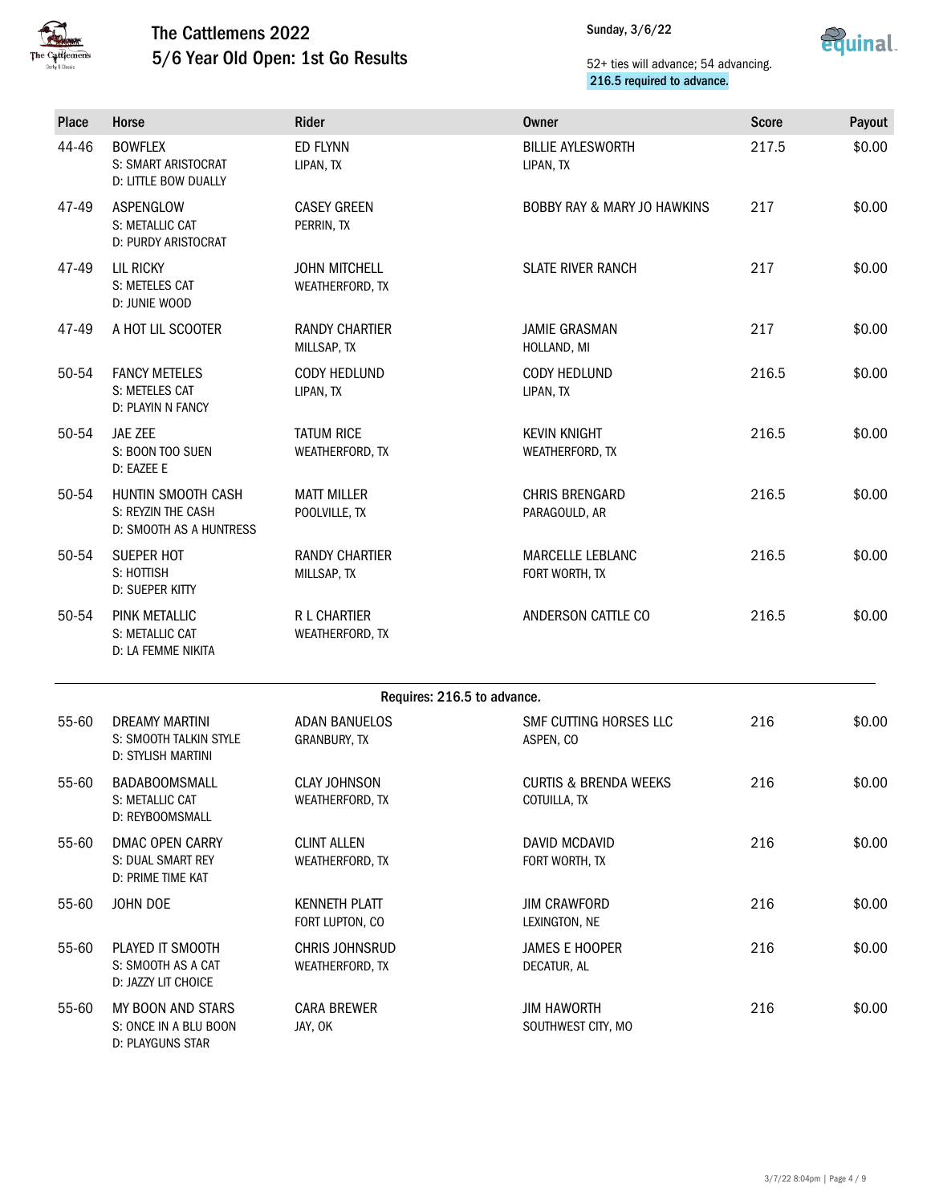# The Cattlemens 2022

## 5/6 Year Old Open: 1st Go Results

Sunday, 3/6/22

52+ ties will advance; 54 advancing.
216.5 required to advance.

| Place | Horse | Rider | Owner | Score | Payout |
|---|---|---|---|---|---|
| 44-46 | BOWFLEX<br>S: SMART ARISTOCRAT<br>D: LITTLE BOW DUALLY | ED FLYNN<br>LIPAN, TX | BILLIE AYLESWORTH<br>LIPAN, TX | 217.5 | $0.00 |
| 47-49 | ASPENGLOW<br>S: METALLIC CAT<br>D: PURDY ARISTOCRAT | CASEY GREEN<br>PERRIN, TX | BOBBY RAY & MARY JO HAWKINS | 217 | $0.00 |
| 47-49 | LIL RICKY<br>S: METELES CAT<br>D: JUNIE WOOD | JOHN MITCHELL<br>WEATHERFORD, TX | SLATE RIVER RANCH | 217 | $0.00 |
| 47-49 | A HOT LIL SCOOTER | RANDY CHARTIER<br>MILLSAP, TX | JAMIE GRASMAN<br>HOLLAND, MI | 217 | $0.00 |
| 50-54 | FANCY METELES<br>S: METELES CAT<br>D: PLAYIN N FANCY | CODY HEDLUND<br>LIPAN, TX | CODY HEDLUND<br>LIPAN, TX | 216.5 | $0.00 |
| 50-54 | JAE ZEE<br>S: BOON TOO SUEN<br>D: EAZEE E | TATUM RICE<br>WEATHERFORD, TX | KEVIN KNIGHT<br>WEATHERFORD, TX | 216.5 | $0.00 |
| 50-54 | HUNTIN SMOOTH CASH<br>S: REYZIN THE CASH<br>D: SMOOTH AS A HUNTRESS | MATT MILLER<br>POOLVILLE, TX | CHRIS BRENGARD<br>PARAGOULD, AR | 216.5 | $0.00 |
| 50-54 | SUEPER HOT<br>S: HOTTISH<br>D: SUEPER KITTY | RANDY CHARTIER<br>MILLSAP, TX | MARCELLE LEBLANC<br>FORT WORTH, TX | 216.5 | $0.00 |
| 50-54 | PINK METALLIC<br>S: METALLIC CAT<br>D: LA FEMME NIKITA | R L CHARTIER<br>WEATHERFORD, TX | ANDERSON CATTLE CO | 216.5 | $0.00 |
| | **Requires: 216.5 to advance.** | | | | |
| 55-60 | DREAMY MARTINI<br>S: SMOOTH TALKIN STYLE<br>D: STYLISH MARTINI | ADAN BANUELOS<br>GRANBURY, TX | SMF CUTTING HORSES LLC<br>ASPEN, CO | 216 | $0.00 |
| 55-60 | BADABOOMSMALL<br>S: METALLIC CAT<br>D: REYBOOMSMALL | CLAY JOHNSON<br>WEATHERFORD, TX | CURTIS & BRENDA WEEKS<br>COTUILLA, TX | 216 | $0.00 |
| 55-60 | DMAC OPEN CARRY<br>S: DUAL SMART REY<br>D: PRIME TIME KAT | CLINT ALLEN<br>WEATHERFORD, TX | DAVID MCDAVID<br>FORT WORTH, TX | 216 | $0.00 |
| 55-60 | JOHN DOE | KENNETH PLATT<br>FORT LUPTON, CO | JIM CRAWFORD<br>LEXINGTON, NE | 216 | $0.00 |
| 55-60 | PLAYED IT SMOOTH<br>S: SMOOTH AS A CAT<br>D: JAZZY LIT CHOICE | CHRIS JOHNSRUD<br>WEATHERFORD, TX | JAMES E HOOPER<br>DECATUR, AL | 216 | $0.00 |
| 55-60 | MY BOON AND STARS<br>S: ONCE IN A BLU BOON<br>D: PLAYGUNS STAR | CARA BREWER<br>JAY, OK | JIM HAWORTH<br>SOUTHWEST CITY, MO | 216 | $0.00 |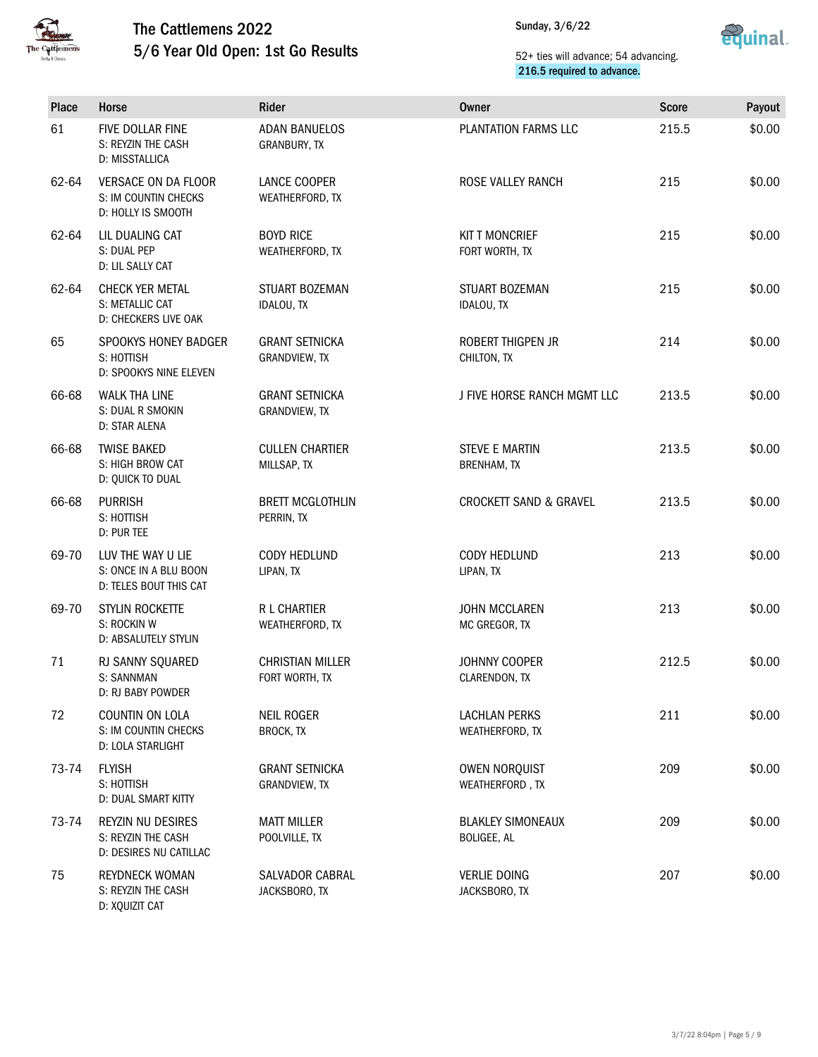# The Cattlemens 2022

## 5/6 Year Old Open: 1st Go Results

Sunday, 3/6/22

52+ ties will advance; 54 advancing.
216.5 required to advance.

| Place | Horse | Rider | Owner | Score | Payout |
|---|---|---|---|---|---|
| 61 | FIVE DOLLAR FINE<br>S: REYZIN THE CASH<br>D: MISSTALLICA | ADAN BANUELOS<br>GRANBURY, TX | PLANTATION FARMS LLC | 215.5 | $0.00 |
| 62-64 | VERSACE ON DA FLOOR<br>S: IM COUNTIN CHECKS<br>D: HOLLY IS SMOOTH | LANCE COOPER<br>WEATHERFORD, TX | ROSE VALLEY RANCH | 215 | $0.00 |
| 62-64 | LIL DUALING CAT<br>S: DUAL PEP<br>D: LIL SALLY CAT | BOYD RICE<br>WEATHERFORD, TX | KIT T MONCRIEF<br>FORT WORTH, TX | 215 | $0.00 |
| 62-64 | CHECK YER METAL<br>S: METALLIC CAT<br>D: CHECKERS LIVE OAK | STUART BOZEMAN<br>IDALOU, TX | STUART BOZEMAN<br>IDALOU, TX | 215 | $0.00 |
| 65 | SPOOKYS HONEY BADGER<br>S: HOTTISH<br>D: SPOOKYS NINE ELEVEN | GRANT SETNICKA<br>GRANDVIEW, TX | ROBERT THIGPEN JR<br>CHILTON, TX | 214 | $0.00 |
| 66-68 | WALK THA LINE<br>S: DUAL R SMOKIN<br>D: STAR ALENA | GRANT SETNICKA<br>GRANDVIEW, TX | J FIVE HORSE RANCH MGMT LLC | 213.5 | $0.00 |
| 66-68 | TWISE BAKED<br>S: HIGH BROW CAT<br>D: QUICK TO DUAL | CULLEN CHARTIER<br>MILLSAP, TX | STEVE E MARTIN<br>BRENHAM, TX | 213.5 | $0.00 |
| 66-68 | PURRISH<br>S: HOTTISH<br>D: PUR TEE | BRETT MCGLOTHLIN<br>PERRIN, TX | CROCKETT SAND & GRAVEL | 213.5 | $0.00 |
| 69-70 | LUV THE WAY U LIE<br>S: ONCE IN A BLU BOON<br>D: TELES BOUT THIS CAT | CODY HEDLUND<br>LIPAN, TX | CODY HEDLUND<br>LIPAN, TX | 213 | $0.00 |
| 69-70 | STYLIN ROCKETTE<br>S: ROCKIN W<br>D: ABSALUTELY STYLIN | R L CHARTIER<br>WEATHERFORD, TX | JOHN MCCLAREN<br>MC GREGOR, TX | 213 | $0.00 |
| 71 | RJ SANNY SQUARED<br>S: SANNMAN<br>D: RJ BABY POWDER | CHRISTIAN MILLER<br>FORT WORTH, TX | JOHNNY COOPER<br>CLARENDON, TX | 212.5 | $0.00 |
| 72 | COUNTIN ON LOLA<br>S: IM COUNTIN CHECKS<br>D: LOLA STARLIGHT | NEIL ROGER<br>BROCK, TX | LACHLAN PERKS<br>WEATHERFORD, TX | 211 | $0.00 |
| 73-74 | FLYISH<br>S: HOTTISH<br>D: DUAL SMART KITTY | GRANT SETNICKA<br>GRANDVIEW, TX | OWEN NORQUIST<br>WEATHERFORD , TX | 209 | $0.00 |
| 73-74 | REYZIN NU DESIRES<br>S: REYZIN THE CASH<br>D: DESIRES NU CATILLAC | MATT MILLER<br>POOLVILLE, TX | BLAKLEY SIMONEAUX<br>BOLIGEE, AL | 209 | $0.00 |
| 75 | REYDNECK WOMAN<br>S: REYZIN THE CASH<br>D: XQUIZIT CAT | SALVADOR CABRAL<br>JACKSBORO, TX | VERLIE DOING<br>JACKSBORO, TX | 207 | $0.00 |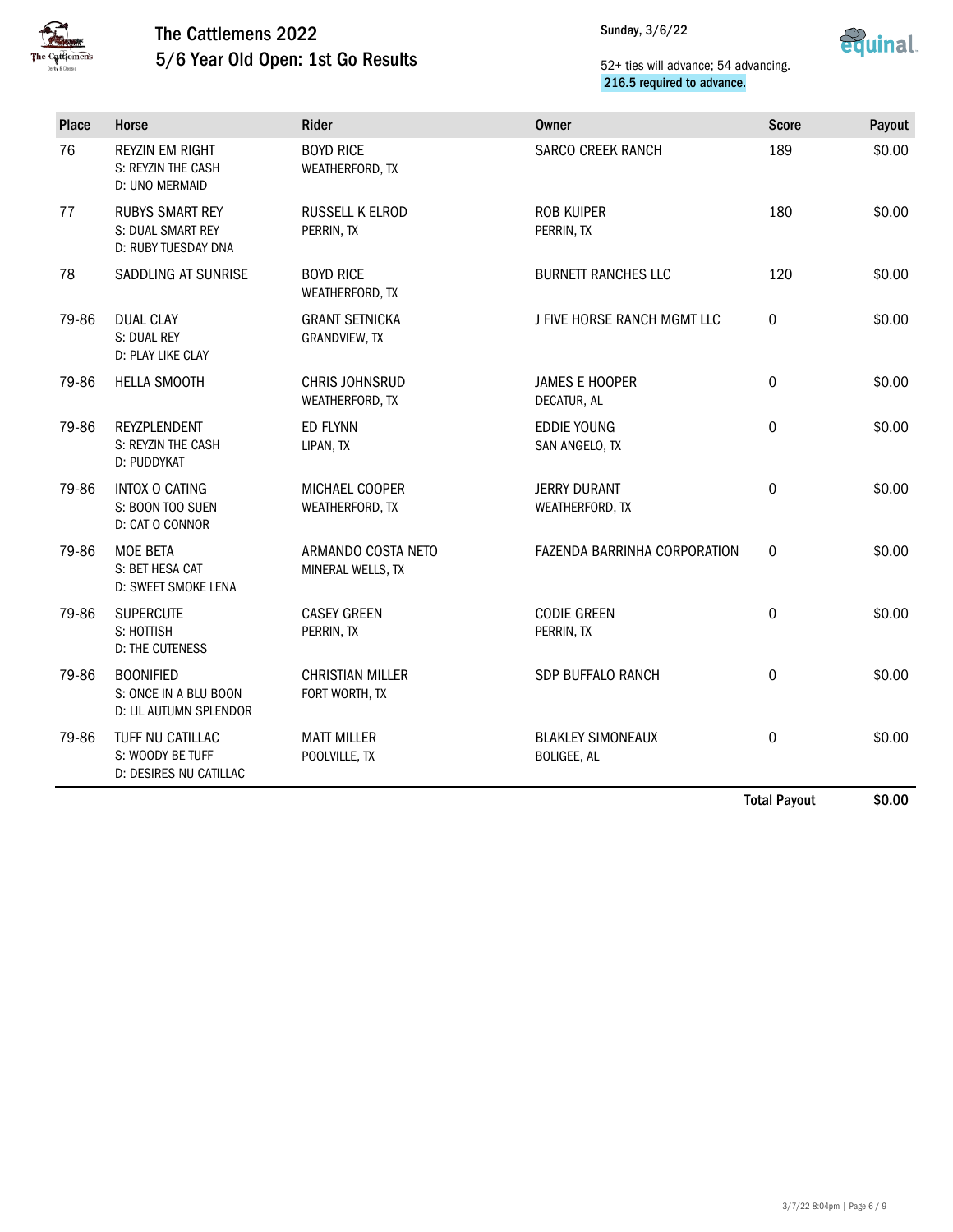# The Cattlemens 2022
## 5/6 Year Old Open: 1st Go Results

Sunday, 3/6/22

52+ ties will advance; 54 advancing.
216.5 required to advance.

| Place | Horse | Rider | Owner | Score | Payout |
|---|---|---|---|---|---|
| 76 | REYZIN EM RIGHT<br>S: REYZIN THE CASH<br>D: UNO MERMAID | BOYD RICE<br>WEATHERFORD, TX | SARCO CREEK RANCH | 189 | $0.00 |
| 77 | RUBYS SMART REY<br>S: DUAL SMART REY<br>D: RUBY TUESDAY DNA | RUSSELL K ELROD<br>PERRIN, TX | ROB KUIPER<br>PERRIN, TX | 180 | $0.00 |
| 78 | SADDLING AT SUNRISE | BOYD RICE<br>WEATHERFORD, TX | BURNETT RANCHES LLC | 120 | $0.00 |
| 79-86 | DUAL CLAY<br>S: DUAL REY<br>D: PLAY LIKE CLAY | GRANT SETNICKA<br>GRANDVIEW, TX | J FIVE HORSE RANCH MGMT LLC | 0 | $0.00 |
| 79-86 | HELLA SMOOTH | CHRIS JOHNSRUD<br>WEATHERFORD, TX | JAMES E HOOPER<br>DECATUR, AL | 0 | $0.00 |
| 79-86 | REYZPLENDENT<br>S: REYZIN THE CASH<br>D: PUDDYKAT | ED FLYNN<br>LIPAN, TX | EDDIE YOUNG<br>SAN ANGELO, TX | 0 | $0.00 |
| 79-86 | INTOX O CATING<br>S: BOON TOO SUEN<br>D: CAT O CONNOR | MICHAEL COOPER<br>WEATHERFORD, TX | JERRY DURANT<br>WEATHERFORD, TX | 0 | $0.00 |
| 79-86 | MOE BETA<br>S: BET HESA CAT<br>D: SWEET SMOKE LENA | ARMANDO COSTA NETO<br>MINERAL WELLS, TX | FAZENDA BARRINHA CORPORATION | 0 | $0.00 |
| 79-86 | SUPERCUTE<br>S: HOTTISH<br>D: THE CUTENESS | CASEY GREEN<br>PERRIN, TX | CODIE GREEN<br>PERRIN, TX | 0 | $0.00 |
| 79-86 | BOONIFIED<br>S: ONCE IN A BLU BOON<br>D: LIL AUTUMN SPLENDOR | CHRISTIAN MILLER<br>FORT WORTH, TX | SDP BUFFALO RANCH | 0 | $0.00 |
| 79-86 | TUFF NU CATILLAC<br>S: WOODY BE TUFF<br>D: DESIRES NU CATILLAC | MATT MILLER<br>POOLVILLE, TX | BLAKLEY SIMONEAUX<br>BOLIGEE, AL | 0 | $0.00 |
| | | | | **Total Payout** | **$0.00** |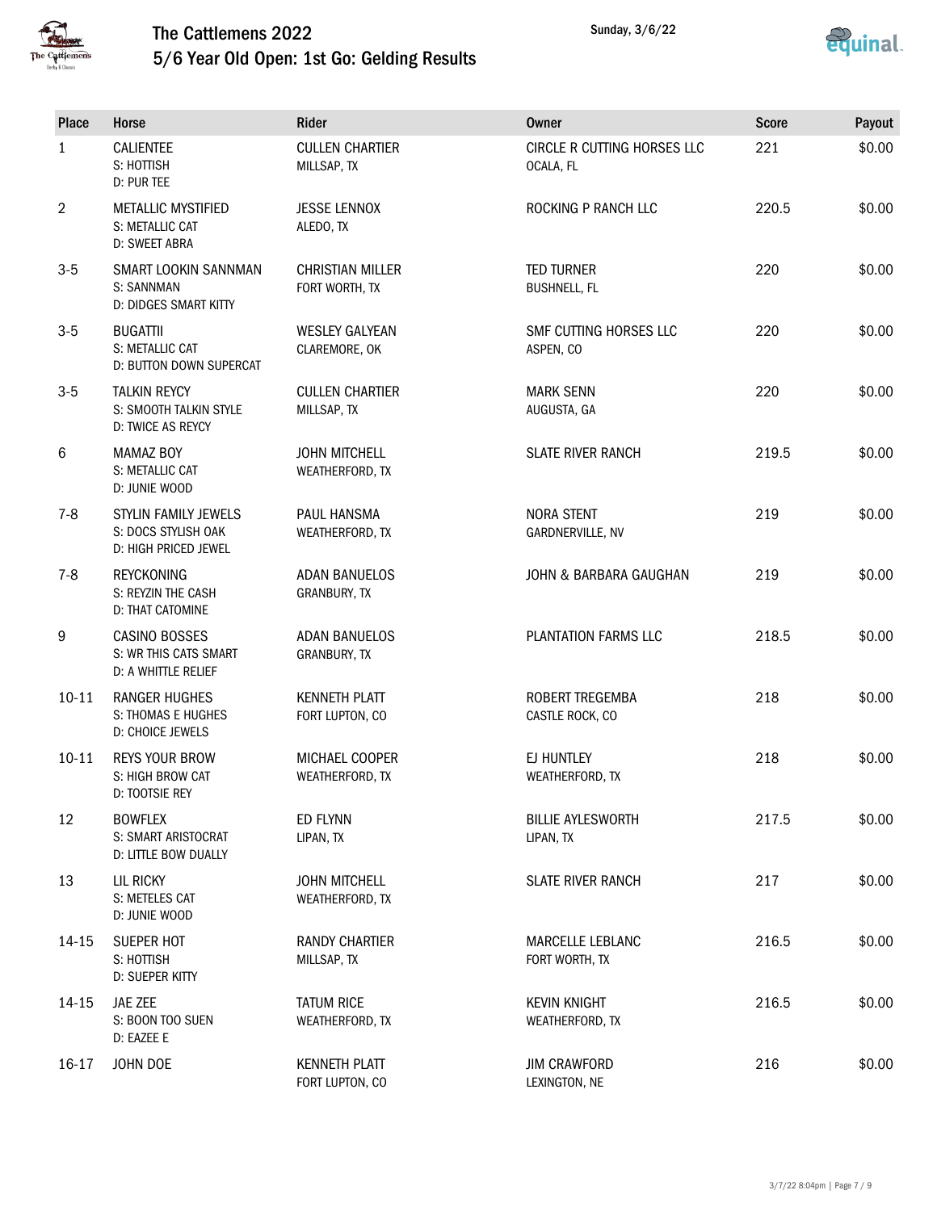# The Cattlemens 2022

## 5/6 Year Old Open: 1st Go: Gelding Results

Sunday, 3/6/22

| Place | Horse | Rider | Owner | Score | Payout |
|---|---|---|---|---|---|
| 1 | CALIENTEE<br>S: HOTTISH<br>D: PUR TEE | CULLEN CHARTIER<br>MILLSAP, TX | CIRCLE R CUTTING HORSES LLC<br>OCALA, FL | 221 | $0.00 |
| 2 | METALLIC MYSTIFIED<br>S: METALLIC CAT<br>D: SWEET ABRA | JESSE LENNOX<br>ALEDO, TX | ROCKING P RANCH LLC | 220.5 | $0.00 |
| 3-5 | SMART LOOKIN SANNMAN<br>S: SANNMAN<br>D: DIDGES SMART KITTY | CHRISTIAN MILLER<br>FORT WORTH, TX | TED TURNER<br>BUSHNELL, FL | 220 | $0.00 |
| 3-5 | BUGATTII<br>S: METALLIC CAT<br>D: BUTTON DOWN SUPERCAT | WESLEY GALYEAN<br>CLAREMORE, OK | SMF CUTTING HORSES LLC<br>ASPEN, CO | 220 | $0.00 |
| 3-5 | TALKIN REYCY<br>S: SMOOTH TALKIN STYLE<br>D: TWICE AS REYCY | CULLEN CHARTIER<br>MILLSAP, TX | MARK SENN<br>AUGUSTA, GA | 220 | $0.00 |
| 6 | MAMAZ BOY<br>S: METALLIC CAT<br>D: JUNIE WOOD | JOHN MITCHELL<br>WEATHERFORD, TX | SLATE RIVER RANCH | 219.5 | $0.00 |
| 7-8 | STYLIN FAMILY JEWELS<br>S: DOCS STYLISH OAK<br>D: HIGH PRICED JEWEL | PAUL HANSMA<br>WEATHERFORD, TX | NORA STENT<br>GARDNERVILLE, NV | 219 | $0.00 |
| 7-8 | REYCKONING<br>S: REYZIN THE CASH<br>D: THAT CATOMINE | ADAN BANUELOS<br>GRANBURY, TX | JOHN & BARBARA GAUGHAN | 219 | $0.00 |
| 9 | CASINO BOSSES<br>S: WR THIS CATS SMART<br>D: A WHITTLE RELIEF | ADAN BANUELOS<br>GRANBURY, TX | PLANTATION FARMS LLC | 218.5 | $0.00 |
| 10-11 | RANGER HUGHES<br>S: THOMAS E HUGHES<br>D: CHOICE JEWELS | KENNETH PLATT<br>FORT LUPTON, CO | ROBERT TREGEMBA<br>CASTLE ROCK, CO | 218 | $0.00 |
| 10-11 | REYS YOUR BROW<br>S: HIGH BROW CAT<br>D: TOOTSIE REY | MICHAEL COOPER<br>WEATHERFORD, TX | EJ HUNTLEY<br>WEATHERFORD, TX | 218 | $0.00 |
| 12 | BOWFLEX<br>S: SMART ARISTOCRAT<br>D: LITTLE BOW DUALLY | ED FLYNN<br>LIPAN, TX | BILLIE AYLESWORTH<br>LIPAN, TX | 217.5 | $0.00 |
| 13 | LIL RICKY<br>S: METELES CAT<br>D: JUNIE WOOD | JOHN MITCHELL<br>WEATHERFORD, TX | SLATE RIVER RANCH | 217 | $0.00 |
| 14-15 | SUEPER HOT<br>S: HOTTISH<br>D: SUEPER KITTY | RANDY CHARTIER<br>MILLSAP, TX | MARCELLE LEBLANC<br>FORT WORTH, TX | 216.5 | $0.00 |
| 14-15 | JAE ZEE<br>S: BOON TOO SUEN<br>D: EAZEE E | TATUM RICE<br>WEATHERFORD, TX | KEVIN KNIGHT<br>WEATHERFORD, TX | 216.5 | $0.00 |
| 16-17 | JOHN DOE | KENNETH PLATT<br>FORT LUPTON, CO | JIM CRAWFORD<br>LEXINGTON, NE | 216 | $0.00 |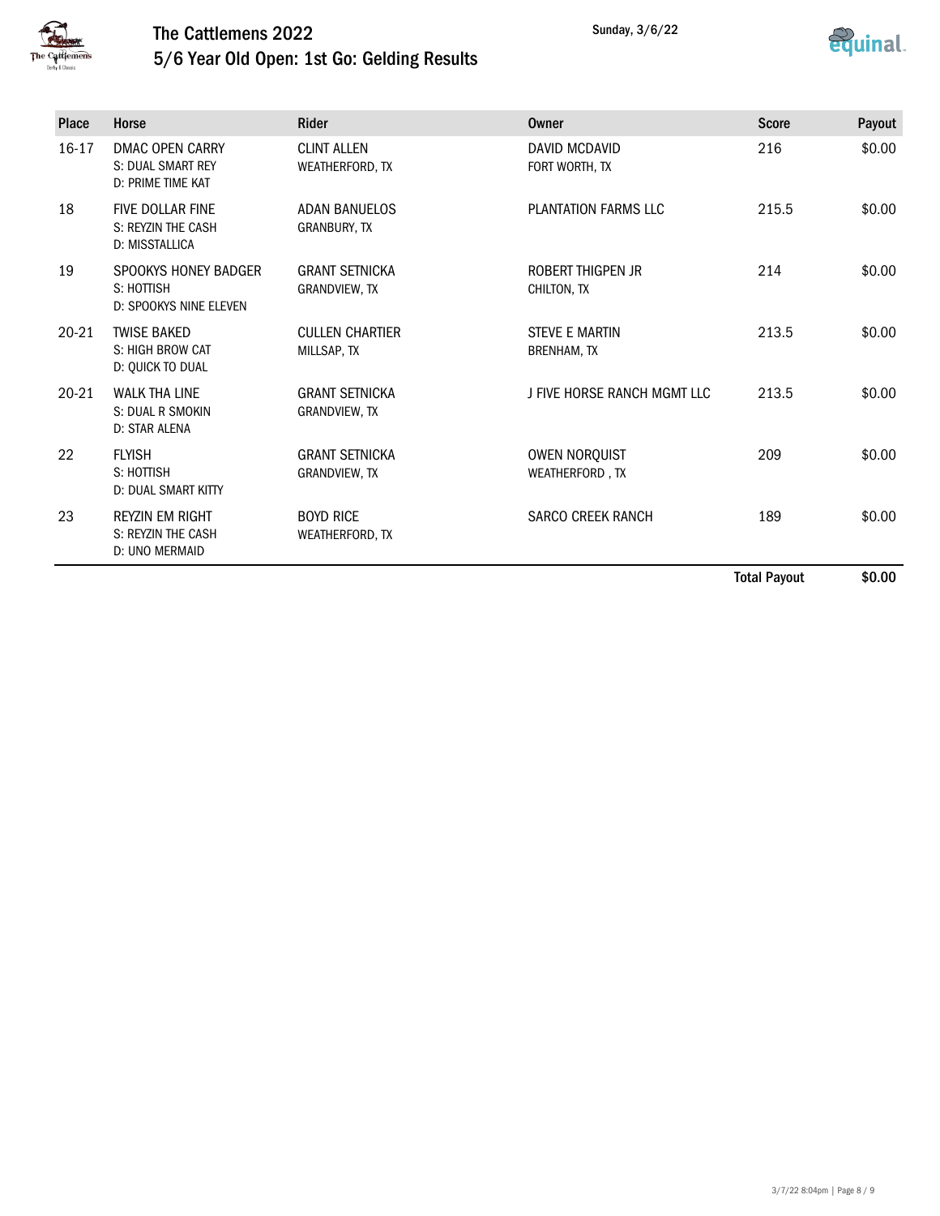# The Cattlemens 2022

## 5/6 Year Old Open: 1st Go: Gelding Results

Sunday, 3/6/22

| Place | Horse | Rider | Owner | Score | Payout |
|---|---|---|---|---|---|
| 16-17 | DMAC OPEN CARRY<br>S: DUAL SMART REY<br>D: PRIME TIME KAT | CLINT ALLEN<br>WEATHERFORD, TX | DAVID MCDAVID<br>FORT WORTH, TX | 216 | $0.00 |
| 18 | FIVE DOLLAR FINE<br>S: REYZIN THE CASH<br>D: MISSTALLICA | ADAN BANUELOS<br>GRANBURY, TX | PLANTATION FARMS LLC | 215.5 | $0.00 |
| 19 | SPOOKYS HONEY BADGER<br>S: HOTTISH<br>D: SPOOKYS NINE ELEVEN | GRANT SETNICKA<br>GRANDVIEW, TX | ROBERT THIGPEN JR<br>CHILTON, TX | 214 | $0.00 |
| 20-21 | TWISE BAKED<br>S: HIGH BROW CAT<br>D: QUICK TO DUAL | CULLEN CHARTIER<br>MILLSAP, TX | STEVE E MARTIN<br>BRENHAM, TX | 213.5 | $0.00 |
| 20-21 | WALK THA LINE<br>S: DUAL R SMOKIN<br>D: STAR ALENA | GRANT SETNICKA<br>GRANDVIEW, TX | J FIVE HORSE RANCH MGMT LLC | 213.5 | $0.00 |
| 22 | FLYISH<br>S: HOTTISH<br>D: DUAL SMART KITTY | GRANT SETNICKA<br>GRANDVIEW, TX | OWEN NORQUIST<br>WEATHERFORD , TX | 209 | $0.00 |
| 23 | REYZIN EM RIGHT<br>S: REYZIN THE CASH<br>D: UNO MERMAID | BOYD RICE<br>WEATHERFORD, TX | SARCO CREEK RANCH | 189 | $0.00 |
| | | | | **Total Payout** | **$0.00** |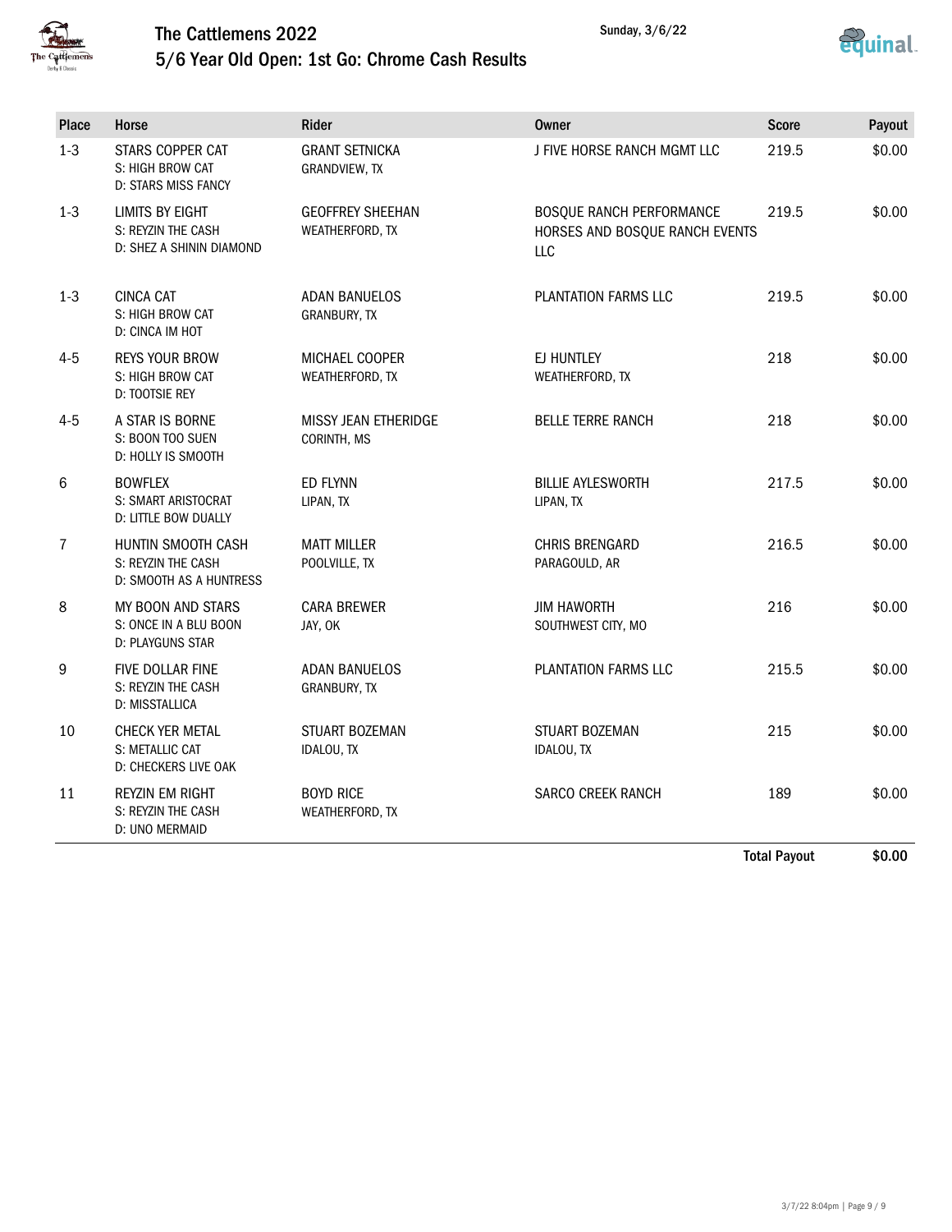# The Cattlemens 2022

## 5/6 Year Old Open: 1st Go: Chrome Cash Results

Sunday, 3/6/22

| Place | Horse | Rider | Owner | Score | Payout |
|---|---|---|---|---|---|
| 1-3 | STARS COPPER CAT<br>S: HIGH BROW CAT<br>D: STARS MISS FANCY | GRANT SETNICKA<br>GRANDVIEW, TX | J FIVE HORSE RANCH MGMT LLC | 219.5 | $0.00 |
| 1-3 | LIMITS BY EIGHT<br>S: REYZIN THE CASH<br>D: SHEZ A SHININ DIAMOND | GEOFFREY SHEEHAN<br>WEATHERFORD, TX | BOSQUE RANCH PERFORMANCE HORSES AND BOSQUE RANCH EVENTS LLC | 219.5 | $0.00 |
| 1-3 | CINCA CAT<br>S: HIGH BROW CAT<br>D: CINCA IM HOT | ADAN BANUELOS<br>GRANBURY, TX | PLANTATION FARMS LLC | 219.5 | $0.00 |
| 4-5 | REYS YOUR BROW<br>S: HIGH BROW CAT<br>D: TOOTSIE REY | MICHAEL COOPER<br>WEATHERFORD, TX | EJ HUNTLEY<br>WEATHERFORD, TX | 218 | $0.00 |
| 4-5 | A STAR IS BORNE<br>S: BOON TOO SUEN<br>D: HOLLY IS SMOOTH | MISSY JEAN ETHERIDGE<br>CORINTH, MS | BELLE TERRE RANCH | 218 | $0.00 |
| 6 | BOWFLEX<br>S: SMART ARISTOCRAT<br>D: LITTLE BOW DUALLY | ED FLYNN<br>LIPAN, TX | BILLIE AYLESWORTH<br>LIPAN, TX | 217.5 | $0.00 |
| 7 | HUNTIN SMOOTH CASH<br>S: REYZIN THE CASH<br>D: SMOOTH AS A HUNTRESS | MATT MILLER<br>POOLVILLE, TX | CHRIS BRENGARD<br>PARAGOULD, AR | 216.5 | $0.00 |
| 8 | MY BOON AND STARS<br>S: ONCE IN A BLU BOON<br>D: PLAYGUNS STAR | CARA BREWER<br>JAY, OK | JIM HAWORTH<br>SOUTHWEST CITY, MO | 216 | $0.00 |
| 9 | FIVE DOLLAR FINE<br>S: REYZIN THE CASH<br>D: MISSTALLICA | ADAN BANUELOS<br>GRANBURY, TX | PLANTATION FARMS LLC | 215.5 | $0.00 |
| 10 | CHECK YER METAL<br>S: METALLIC CAT<br>D: CHECKERS LIVE OAK | STUART BOZEMAN<br>IDALOU, TX | STUART BOZEMAN<br>IDALOU, TX | 215 | $0.00 |
| 11 | REYZIN EM RIGHT<br>S: REYZIN THE CASH<br>D: UNO MERMAID | BOYD RICE<br>WEATHERFORD, TX | SARCO CREEK RANCH | 189 | $0.00 |
| | | | | **Total Payout** | **$0.00** |